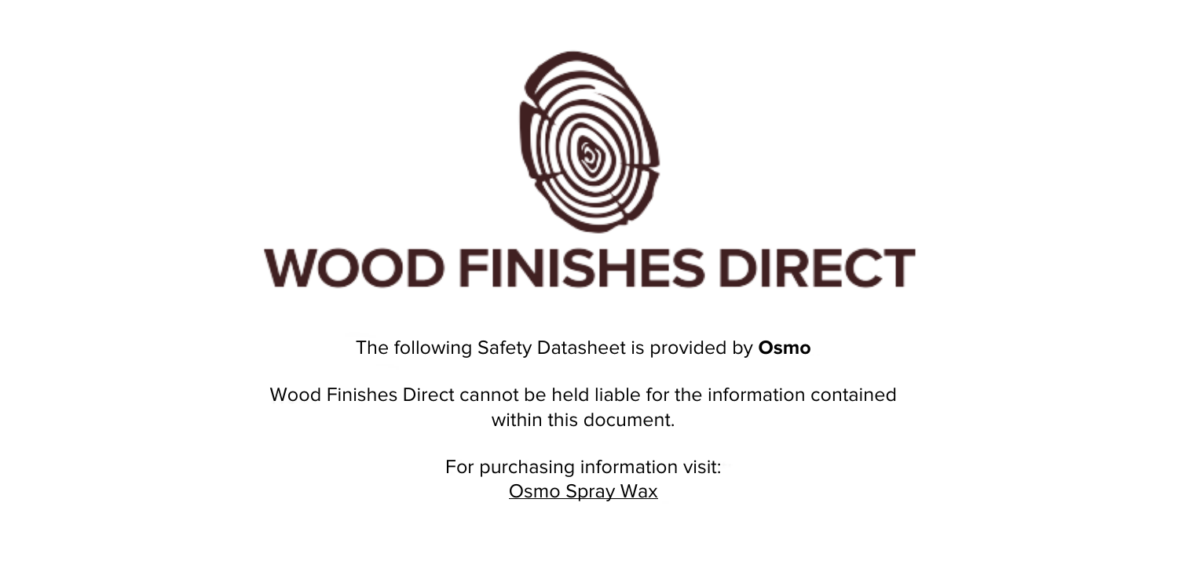# WOOD FINISHES DIRECT

The following Safety Datasheet is provided by **Osmo**

Wood Finishes Direct cannot be held liable for the information contained within this document.

For purchasing information visit:
Osmo Spray Wax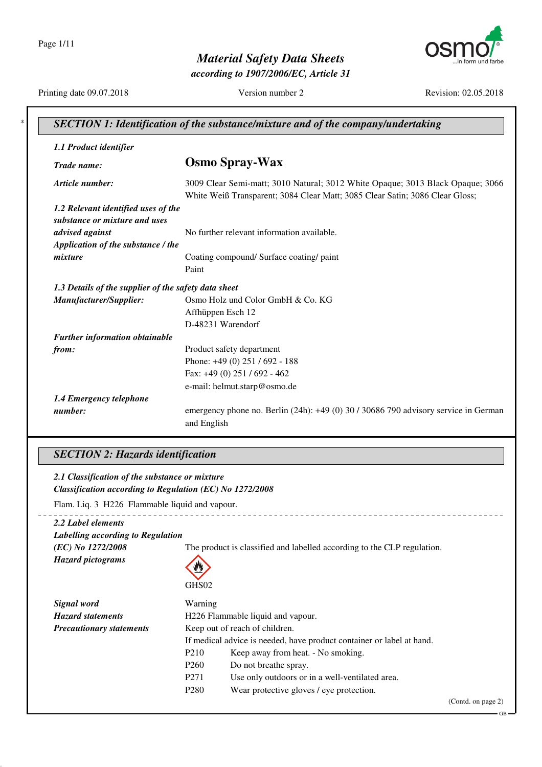# Material Safety Data Sheets

*according to 1907/2006/EC, Article 31*

Printing date 09.07.2018 | Version number 2 | Revision: 02.05.2018

## SECTION 1: Identification of the substance/mixture and of the company/undertaking

### 1.1 Product identifier

***Trade name:*** **Osmo Spray-Wax**

***Article number:*** 3009 Clear Semi-matt; 3010 Natural; 3012 White Opaque; 3013 Black Opaque; 3066 White Weiß Transparent; 3084 Clear Matt; 3085 Clear Satin; 3086 Clear Gloss;

***1.2 Relevant identified uses of the substance or mixture and uses advised against*** No further relevant information available.

***Application of the substance / the mixture*** Coating compound/ Surface coating/ paint
Paint

### 1.3 Details of the supplier of the safety data sheet

***Manufacturer/Supplier:***
Osmo Holz und Color GmbH & Co. KG
Affhüppen Esch 12
D-48231 Warendorf

***Further information obtainable from:***
Product safety department
Phone: +49 (0) 251 / 692 - 188
Fax: +49 (0) 251 / 692 - 462
e-mail: helmut.starp@osmo.de

***1.4 Emergency telephone number:*** emergency phone no. Berlin (24h): +49 (0) 30 / 30686 790 advisory service in German and English

## SECTION 2: Hazards identification

### 2.1 Classification of the substance or mixture

***Classification according to Regulation (EC) No 1272/2008***

Flam. Liq. 3 H226 Flammable liquid and vapour.

### 2.2 Label elements

***Labelling according to Regulation (EC) No 1272/2008*** The product is classified and labelled according to the CLP regulation.

***Hazard pictograms***

GHS02

***Signal word*** Warning

***Hazard statements*** H226 Flammable liquid and vapour.

***Precautionary statements***
Keep out of reach of children.
If medical advice is needed, have product container or label at hand.

- P210 Keep away from heat. - No smoking.
- P260 Do not breathe spray.
- P271 Use only outdoors or in a well-ventilated area.
- P280 Wear protective gloves / eye protection.

(Contd. on page 2)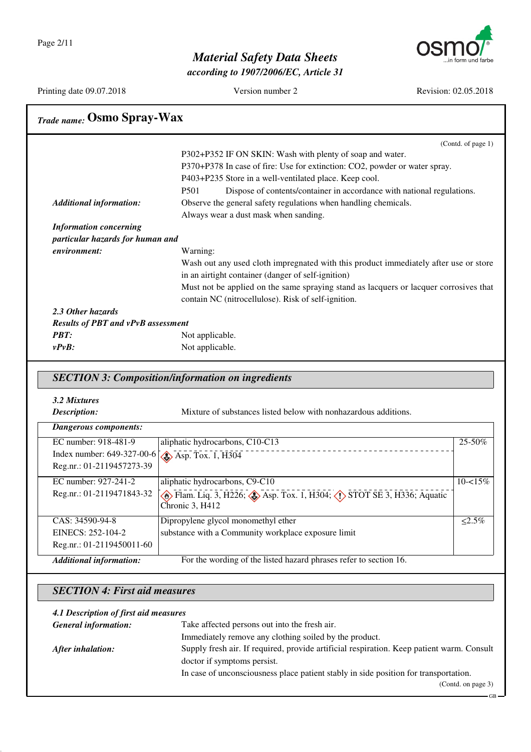## Trade name: Osmo Spray-Wax

(Contd. of page 1)

P302+P352 IF ON SKIN: Wash with plenty of soap and water.
P370+P378 In case of fire: Use for extinction: $CO_2$, powder or water spray.
P403+P235 Store in a well-ventilated place. Keep cool.
P501 Dispose of contents/container in accordance with national regulations.

***Additional information:*** Observe the general safety regulations when handling chemicals.
Always wear a dust mask when sanding.

***Information concerning particular hazards for human and environment:*** Warning:
Wash out any used cloth impregnated with this product immediately after use or store in an airtight container (danger of self-ignition)
Must not be applied on the same spraying stand as lacquers or lacquer corrosives that contain NC (nitrocellulose). Risk of self-ignition.

***2.3 Other hazards***

***Results of PBT and vPvB assessment***

***PBT:*** Not applicable.

***vPvB:*** Not applicable.

## *SECTION 3: Composition/information on ingredients*

***3.2 Mixtures***

***Description:*** Mixture of substances listed below with nonhazardous additions.

***Dangerous components:***

| Identifiers | Component / Classification | Concentration |
|---|---|---|
| EC number: 918-481-9<br>Index number: 649-327-00-6<br>Reg.nr.: 01-2119457273-39 | aliphatic hydrocarbons, C10-C13<br>Asp. Tox. 1, H304 | 25-50% |
| EC number: 927-241-2<br>Reg.nr.: 01-2119471843-32 | aliphatic hydrocarbons, C9-C10<br>Flam. Liq. 3, H226; Asp. Tox. 1, H304; STOT SE 3, H336; Aquatic Chronic 3, H412 | 10-<15% |
| CAS: 34590-94-8<br>EINECS: 252-104-2<br>Reg.nr.: 01-2119450011-60 | Dipropylene glycol monomethyl ether<br>substance with a Community workplace exposure limit | ≤2.5% |

***Additional information:*** For the wording of the listed hazard phrases refer to section 16.

## *SECTION 4: First aid measures*

***4.1 Description of first aid measures***

***General information:*** Take affected persons out into the fresh air.
Immediately remove any clothing soiled by the product.

***After inhalation:*** Supply fresh air. If required, provide artificial respiration. Keep patient warm. Consult doctor if symptoms persist.
In case of unconsciousness place patient stably in side position for transportation.

(Contd. on page 3)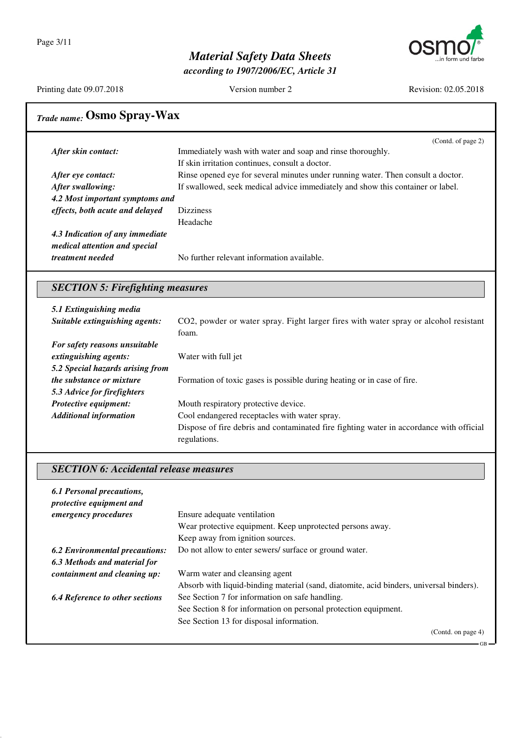**Trade name: Osmo Spray-Wax**

(Contd. of page 2)

***After skin contact:*** Immediately wash with water and soap and rinse thoroughly.
If skin irritation continues, consult a doctor.

***After eye contact:*** Rinse opened eye for several minutes under running water. Then consult a doctor.

***After swallowing:*** If swallowed, seek medical advice immediately and show this container or label.

***4.2 Most important symptoms and effects, both acute and delayed*** Dizziness
Headache

***4.3 Indication of any immediate medical attention and special treatment needed*** No further relevant information available.

## SECTION 5: Firefighting measures

***5.1 Extinguishing media***

***Suitable extinguishing agents:*** $CO_2$, powder or water spray. Fight larger fires with water spray or alcohol resistant foam.

***For safety reasons unsuitable extinguishing agents:*** Water with full jet

***5.2 Special hazards arising from the substance or mixture*** Formation of toxic gases is possible during heating or in case of fire.

***5.3 Advice for firefighters***

***Protective equipment:*** Mouth respiratory protective device.

***Additional information*** Cool endangered receptacles with water spray.
Dispose of fire debris and contaminated fire fighting water in accordance with official regulations.

## SECTION 6: Accidental release measures

***6.1 Personal precautions, protective equipment and emergency procedures*** Ensure adequate ventilation
Wear protective equipment. Keep unprotected persons away.
Keep away from ignition sources.

***6.2 Environmental precautions:*** Do not allow to enter sewers/ surface or ground water.

***6.3 Methods and material for containment and cleaning up:*** Warm water and cleansing agent
Absorb with liquid-binding material (sand, diatomite, acid binders, universal binders).

***6.4 Reference to other sections*** See Section 7 for information on safe handling.
See Section 8 for information on personal protection equipment.
See Section 13 for disposal information.

(Contd. on page 4)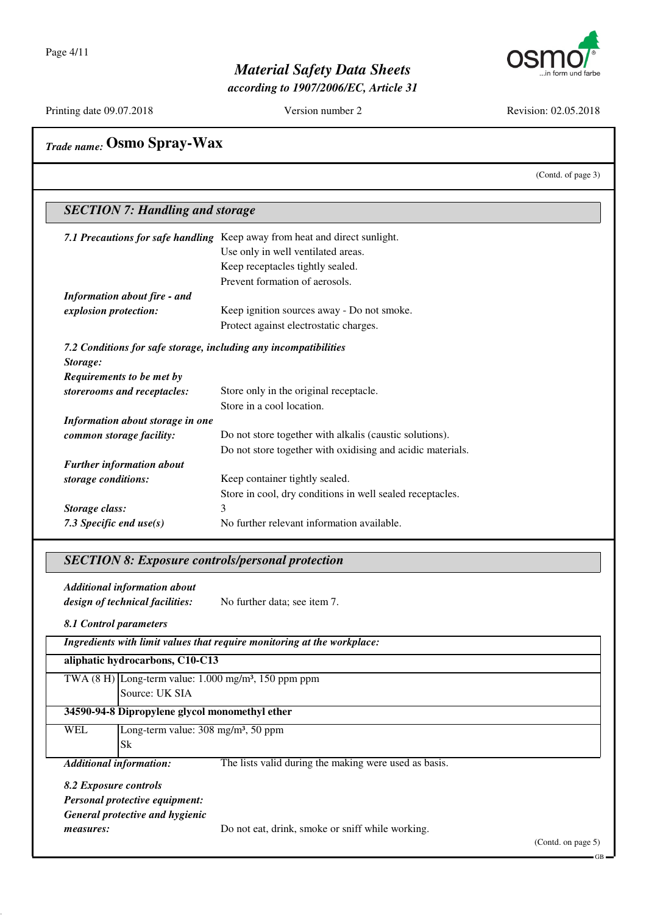## Trade name: Osmo Spray-Wax

(Contd. of page 3)

### SECTION 7: Handling and storage

***7.1 Precautions for safe handling*** Keep away from heat and direct sunlight.
Use only in well ventilated areas.
Keep receptacles tightly sealed.
Prevent formation of aerosols.

***Information about fire - and explosion protection:*** Keep ignition sources away - Do not smoke.
Protect against electrostatic charges.

***7.2 Conditions for safe storage, including any incompatibilities***

***Storage:***

***Requirements to be met by storerooms and receptacles:*** Store only in the original receptacle.
Store in a cool location.

***Information about storage in one common storage facility:*** Do not store together with alkalis (caustic solutions).
Do not store together with oxidising and acidic materials.

***Further information about storage conditions:*** Keep container tightly sealed.
Store in cool, dry conditions in well sealed receptacles.

***Storage class:*** 3

***7.3 Specific end use(s)*** No further relevant information available.

### SECTION 8: Exposure controls/personal protection

***Additional information about design of technical facilities:*** No further data; see item 7.

***8.1 Control parameters***

| ***Ingredients with limit values that require monitoring at the workplace:*** | |
|---|---|
| **aliphatic hydrocarbons, C10-C13** | |
| TWA (8 H) | Long-term value: 1.000 mg/m³, 150 ppm ppm<br>Source: UK SIA |
| **34590-94-8 Dipropylene glycol monomethyl ether** | |
| WEL | Long-term value: 308 mg/m³, 50 ppm<br>Sk |

***Additional information:*** The lists valid during the making were used as basis.

***8.2 Exposure controls***

***Personal protective equipment:***

***General protective and hygienic measures:*** Do not eat, drink, smoke or sniff while working.

(Contd. on page 5)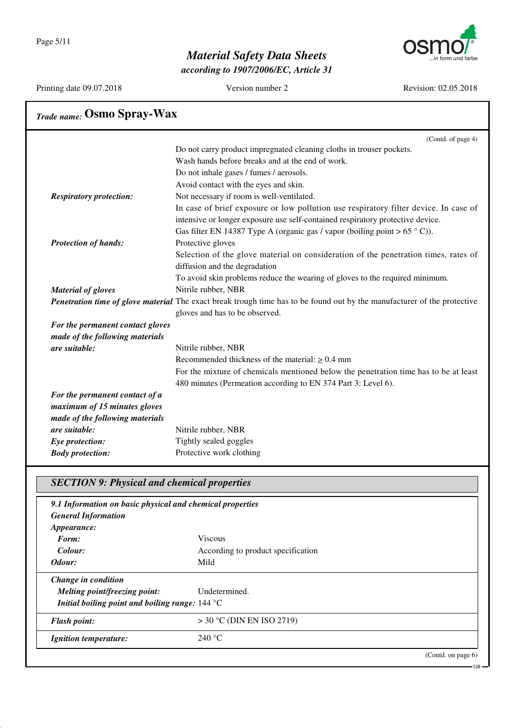## Trade name: Osmo Spray-Wax

(Contd. of page 4)

Do not carry product impregnated cleaning cloths in trouser pockets.
Wash hands before breaks and at the end of work.
Do not inhale gases / fumes / aerosols.
Avoid contact with the eyes and skin.

***Respiratory protection:*** Not necessary if room is well-ventilated.
In case of brief exposure or low pollution use respiratory filter device. In case of intensive or longer exposure use self-contained respiratory protective device.
Gas filter EN 14387 Type A (organic gas / vapor (boiling point > 65 ° C)).

***Protection of hands:*** Protective gloves
Selection of the glove material on consideration of the penetration times, rates of diffusion and the degradation
To avoid skin problems reduce the wearing of gloves to the required minimum.

***Material of gloves*** Nitrile rubber, NBR

***Penetration time of glove material*** The exact break trough time has to be found out by the manufacturer of the protective gloves and has to be observed.

***For the permanent contact gloves made of the following materials are suitable:*** Nitrile rubber, NBR
Recommended thickness of the material: ≥ 0.4 mm
For the mixture of chemicals mentioned below the penetration time has to be at least 480 minutes (Permeation according to EN 374 Part 3: Level 6).

***For the permanent contact of a maximum of 15 minutes gloves made of the following materials are suitable:*** Nitrile rubber, NBR

***Eye protection:*** Tightly sealed goggles

***Body protection:*** Protective work clothing

## SECTION 9: Physical and chemical properties

***9.1 Information on basic physical and chemical properties***

***General Information***

***Appearance:***

- ***Form:*** Viscous
- ***Colour:*** According to product specification

***Odour:*** Mild

***Change in condition***

- ***Melting point/freezing point:*** Undetermined.
- ***Initial boiling point and boiling range:*** 144 °C

***Flash point:*** > 30 °C (DIN EN ISO 2719)

***Ignition temperature:*** 240 °C

(Contd. on page 6)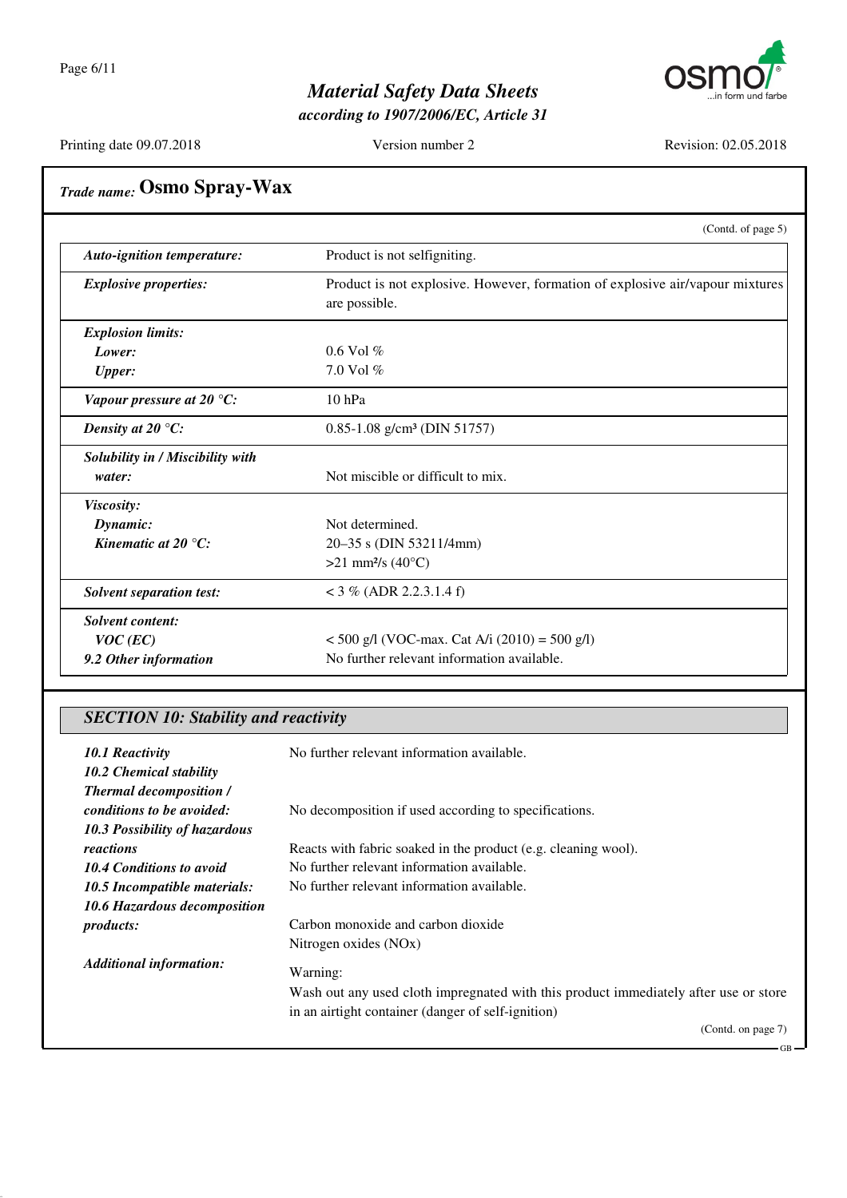## *Trade name:* Osmo Spray-Wax

(Contd. of page 5)

| | |
|---|---|
| ***Auto-ignition temperature:*** | Product is not selfigniting. |
| ***Explosive properties:*** | Product is not explosive. However, formation of explosive air/vapour mixtures are possible. |
| ***Explosion limits:*** | |
| ***Lower:*** | 0.6 Vol % |
| ***Upper:*** | 7.0 Vol % |
| ***Vapour pressure at 20 °C:*** | 10 hPa |
| ***Density at 20 °C:*** | 0.85-1.08 g/cm³ (DIN 51757) |
| ***Solubility in / Miscibility with water:*** | Not miscible or difficult to mix. |
| ***Viscosity:*** | |
| ***Dynamic:*** | Not determined. |
| ***Kinematic at 20 °C:*** | 20–35 s (DIN 53211/4mm) |
| | >21 mm²/s (40°C) |
| ***Solvent separation test:*** | < 3 % (ADR 2.2.3.1.4 f) |
| ***Solvent content:*** | |
| ***VOC (EC)*** | < 500 g/l (VOC-max. Cat A/i (2010) = 500 g/l) |
| ***9.2 Other information*** | No further relevant information available. |

### *SECTION 10: Stability and reactivity*

***10.1 Reactivity*** No further relevant information available.

***10.2 Chemical stability***

***Thermal decomposition / conditions to be avoided:*** No decomposition if used according to specifications.

***10.3 Possibility of hazardous reactions*** Reacts with fabric soaked in the product (e.g. cleaning wool).

***10.4 Conditions to avoid*** No further relevant information available.

***10.5 Incompatible materials:*** No further relevant information available.

***10.6 Hazardous decomposition products:*** Carbon monoxide and carbon dioxide
Nitrogen oxides (NOx)

***Additional information:*** Warning:
Wash out any used cloth impregnated with this product immediately after use or store in an airtight container (danger of self-ignition)

(Contd. on page 7)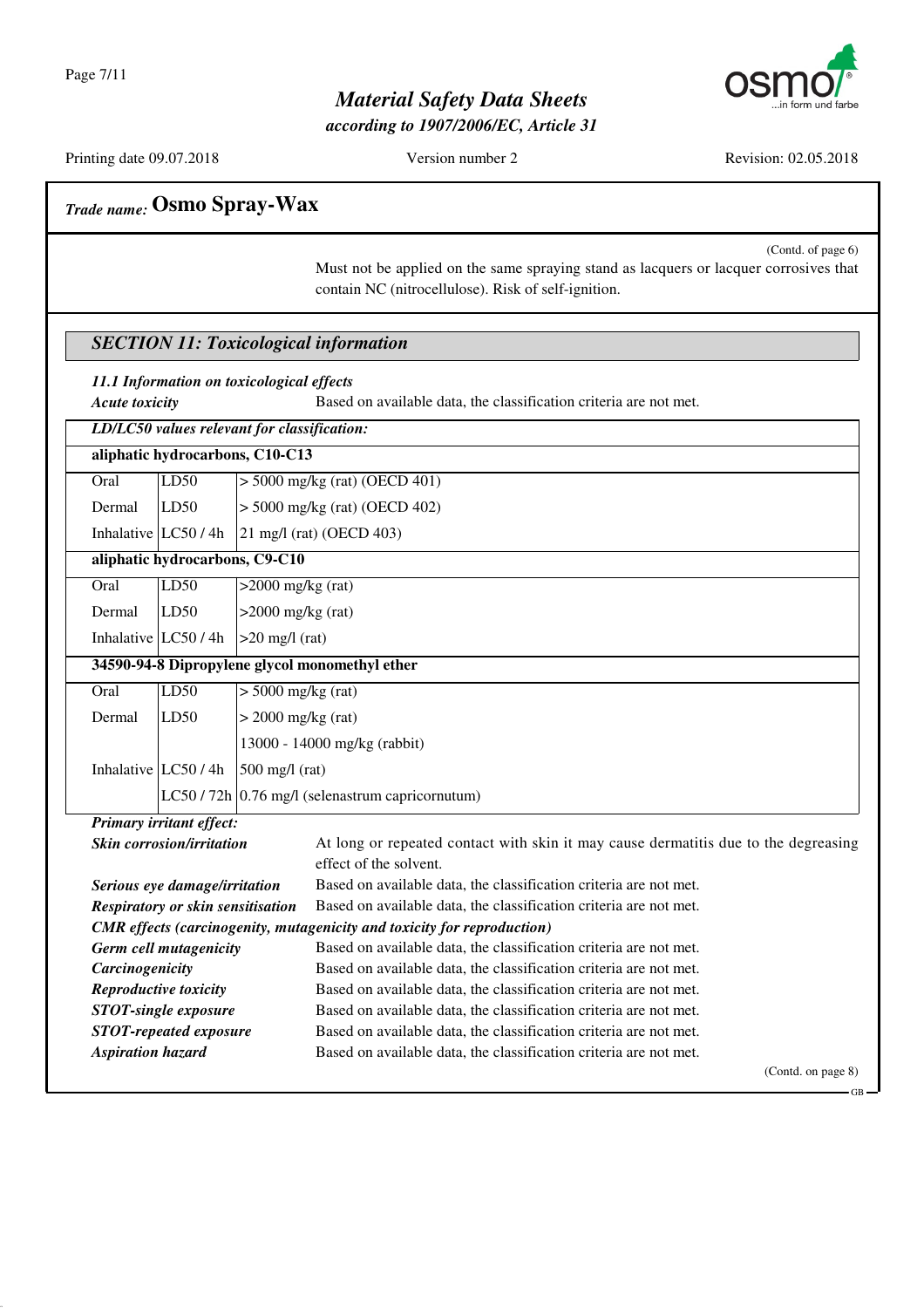## Trade name: Osmo Spray-Wax

(Contd. of page 6)

Must not be applied on the same spraying stand as lacquers or lacquer corrosives that contain NC (nitrocellulose). Risk of self-ignition.

## SECTION 11: Toxicological information

### 11.1 Information on toxicological effects

***Acute toxicity*** Based on available data, the classification criteria are not met.

| ***LD/LC50 values relevant for classification:*** | | |
|---|---|---|
| **aliphatic hydrocarbons, C10-C13** | | |
| Oral | LD50 | > 5000 mg/kg (rat) (OECD 401) |
| Dermal | LD50 | > 5000 mg/kg (rat) (OECD 402) |
| Inhalative | LC50 / 4h | 21 mg/l (rat) (OECD 403) |
| **aliphatic hydrocarbons, C9-C10** | | |
| Oral | LD50 | >2000 mg/kg (rat) |
| Dermal | LD50 | >2000 mg/kg (rat) |
| Inhalative | LC50 / 4h | >20 mg/l (rat) |
| **34590-94-8 Dipropylene glycol monomethyl ether** | | |
| Oral | LD50 | > 5000 mg/kg (rat) |
| Dermal | LD50 | > 2000 mg/kg (rat) |
| | | 13000 - 14000 mg/kg (rabbit) |
| Inhalative | LC50 / 4h | 500 mg/l (rat) |
| | LC50 / 72h | 0.76 mg/l (selenastrum capricornutum) |

***Primary irritant effect:***

***Skin corrosion/irritation*** At long or repeated contact with skin it may cause dermatitis due to the degreasing effect of the solvent.

***Serious eye damage/irritation*** Based on available data, the classification criteria are not met.

***Respiratory or skin sensitisation*** Based on available data, the classification criteria are not met.

***CMR effects (carcinogenity, mutagenicity and toxicity for reproduction)***

***Germ cell mutagenicity*** Based on available data, the classification criteria are not met.

***Carcinogenicity*** Based on available data, the classification criteria are not met.

***Reproductive toxicity*** Based on available data, the classification criteria are not met.

***STOT-single exposure*** Based on available data, the classification criteria are not met.

***STOT-repeated exposure*** Based on available data, the classification criteria are not met.

***Aspiration hazard*** Based on available data, the classification criteria are not met.

(Contd. on page 8)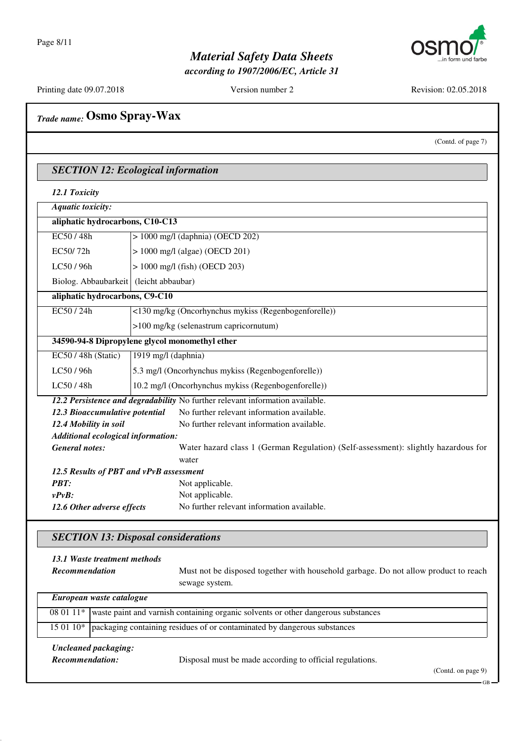## Trade name: Osmo Spray-Wax

(Contd. of page 7)

### SECTION 12: Ecological information

***12.1 Toxicity***

| *Aquatic toxicity:* | |
|---|---|
| **aliphatic hydrocarbons, C10-C13** | |
| EC50 / 48h | > 1000 mg/l (daphnia) (OECD 202) |
| EC50/ 72h | > 1000 mg/l (algae) (OECD 201) |
| LC50 / 96h | > 1000 mg/l (fish) (OECD 203) |
| Biolog. Abbaubarkeit | (leicht abbaubar) |
| **aliphatic hydrocarbons, C9-C10** | |
| EC50 / 24h | <130 mg/kg (Oncorhynchus mykiss (Regenbogenforelle)) |
| | >100 mg/kg (selenastrum capricornutum) |
| **34590-94-8 Dipropylene glycol monomethyl ether** | |
| EC50 / 48h (Static) | 1919 mg/l (daphnia) |
| LC50 / 96h | 5.3 mg/l (Oncorhynchus mykiss (Regenbogenforelle)) |
| LC50 / 48h | 10.2 mg/l (Oncorhynchus mykiss (Regenbogenforelle)) |

***12.2 Persistence and degradability*** No further relevant information available.

***12.3 Bioaccumulative potential*** No further relevant information available.

***12.4 Mobility in soil*** No further relevant information available.

***Additional ecological information:***

***General notes:*** Water hazard class 1 (German Regulation) (Self-assessment): slightly hazardous for water

***12.5 Results of PBT and vPvB assessment***

***PBT:*** Not applicable.

***vPvB:*** Not applicable.

***12.6 Other adverse effects*** No further relevant information available.

### SECTION 13: Disposal considerations

***13.1 Waste treatment methods***

***Recommendation*** Must not be disposed together with household garbage. Do not allow product to reach sewage system.

| *European waste catalogue* | |
|---|---|
| 08 01 11* | waste paint and varnish containing organic solvents or other dangerous substances |
| 15 01 10* | packaging containing residues of or contaminated by dangerous substances |

***Uncleaned packaging:***

***Recommendation:*** Disposal must be made according to official regulations.

(Contd. on page 9)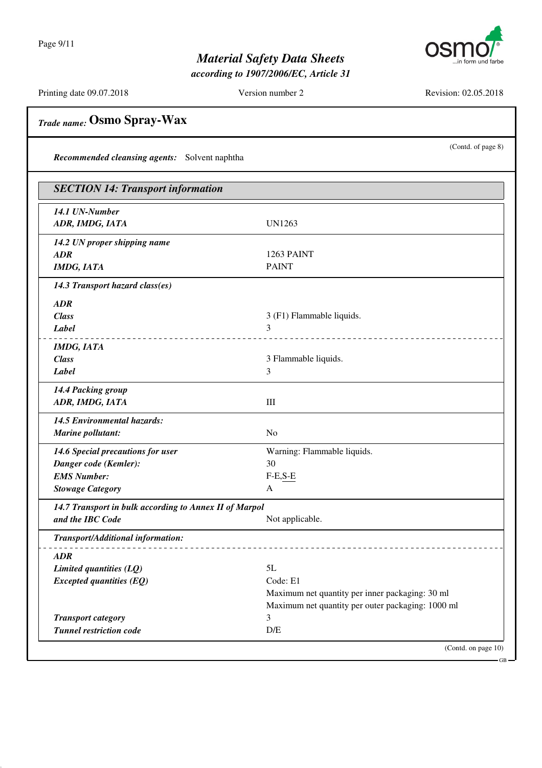## Trade name: Osmo Spray-Wax

(Contd. of page 8)

***Recommended cleansing agents:*** Solvent naphtha

### SECTION 14: Transport information

| | |
|---|---|
| ***14.1 UN-Number*** | |
| ***ADR, IMDG, IATA*** | UN1263 |
| ***14.2 UN proper shipping name*** | |
| ***ADR*** | 1263 PAINT |
| ***IMDG, IATA*** | PAINT |
| ***14.3 Transport hazard class(es)*** | |
| ***ADR*** | |
| ***Class*** | 3 (F1) Flammable liquids. |
| ***Label*** | 3 |
| ***IMDG, IATA*** | |
| ***Class*** | 3 Flammable liquids. |
| ***Label*** | 3 |
| ***14.4 Packing group*** | |
| ***ADR, IMDG, IATA*** | III |
| ***14.5 Environmental hazards:*** | |
| ***Marine pollutant:*** | No |
| ***14.6 Special precautions for user*** | Warning: Flammable liquids. |
| ***Danger code (Kemler):*** | 30 |
| ***EMS Number:*** | F-E,S-E |
| ***Stowage Category*** | A |
| ***14.7 Transport in bulk according to Annex II of Marpol and the IBC Code*** | Not applicable. |
| ***Transport/Additional information:*** | |
| ***ADR*** | |
| ***Limited quantities (LQ)*** | 5L |
| ***Excepted quantities (EQ)*** | Code: E1<br>Maximum net quantity per inner packaging: 30 ml<br>Maximum net quantity per outer packaging: 1000 ml |
| ***Transport category*** | 3 |
| ***Tunnel restriction code*** | D/E |

(Contd. on page 10)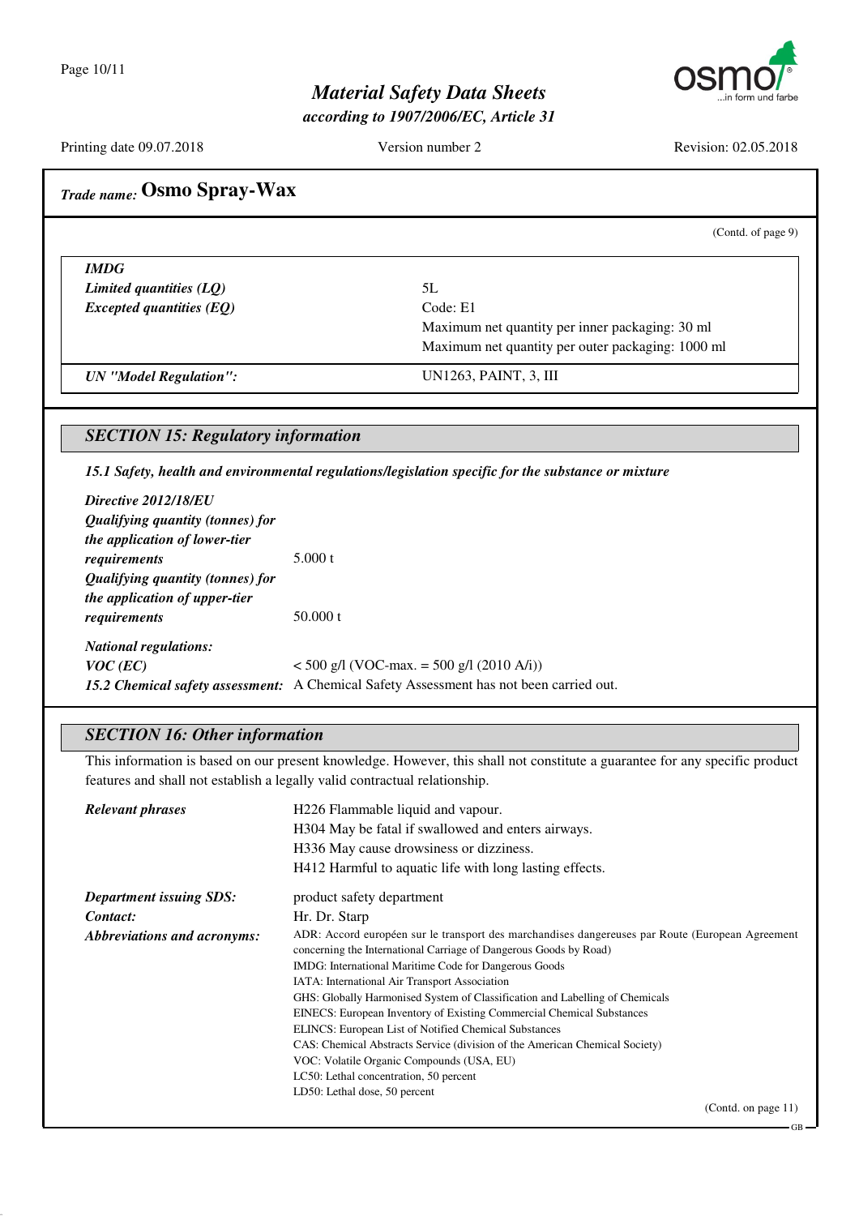## Trade name: Osmo Spray-Wax

(Contd. of page 9)

| | |
|---|---|
| ***IMDG*** | |
| ***Limited quantities (LQ)*** | 5L |
| ***Excepted quantities (EQ)*** | Code: E1<br>Maximum net quantity per inner packaging: 30 ml<br>Maximum net quantity per outer packaging: 1000 ml |
| ***UN "Model Regulation":*** | UN1263, PAINT, 3, III |

## *SECTION 15: Regulatory information*

***15.1 Safety, health and environmental regulations/legislation specific for the substance or mixture***

***Directive 2012/18/EU***

***Qualifying quantity (tonnes) for the application of lower-tier requirements*** 5.000 t

***Qualifying quantity (tonnes) for the application of upper-tier requirements*** 50.000 t

***National regulations:***

***VOC (EC)*** < 500 g/l (VOC-max. = 500 g/l (2010 A/i))

***15.2 Chemical safety assessment:*** A Chemical Safety Assessment has not been carried out.

## *SECTION 16: Other information*

This information is based on our present knowledge. However, this shall not constitute a guarantee for any specific product features and shall not establish a legally valid contractual relationship.

***Relevant phrases***

H226 Flammable liquid and vapour.
H304 May be fatal if swallowed and enters airways.
H336 May cause drowsiness or dizziness.
H412 Harmful to aquatic life with long lasting effects.

***Department issuing SDS:*** product safety department

***Contact:*** Hr. Dr. Starp

***Abbreviations and acronyms:***

ADR: Accord européen sur le transport des marchandises dangereuses par Route (European Agreement concerning the International Carriage of Dangerous Goods by Road)
IMDG: International Maritime Code for Dangerous Goods
IATA: International Air Transport Association
GHS: Globally Harmonised System of Classification and Labelling of Chemicals
EINECS: European Inventory of Existing Commercial Chemical Substances
ELINCS: European List of Notified Chemical Substances
CAS: Chemical Abstracts Service (division of the American Chemical Society)
VOC: Volatile Organic Compounds (USA, EU)
LC50: Lethal concentration, 50 percent
LD50: Lethal dose, 50 percent

(Contd. on page 11)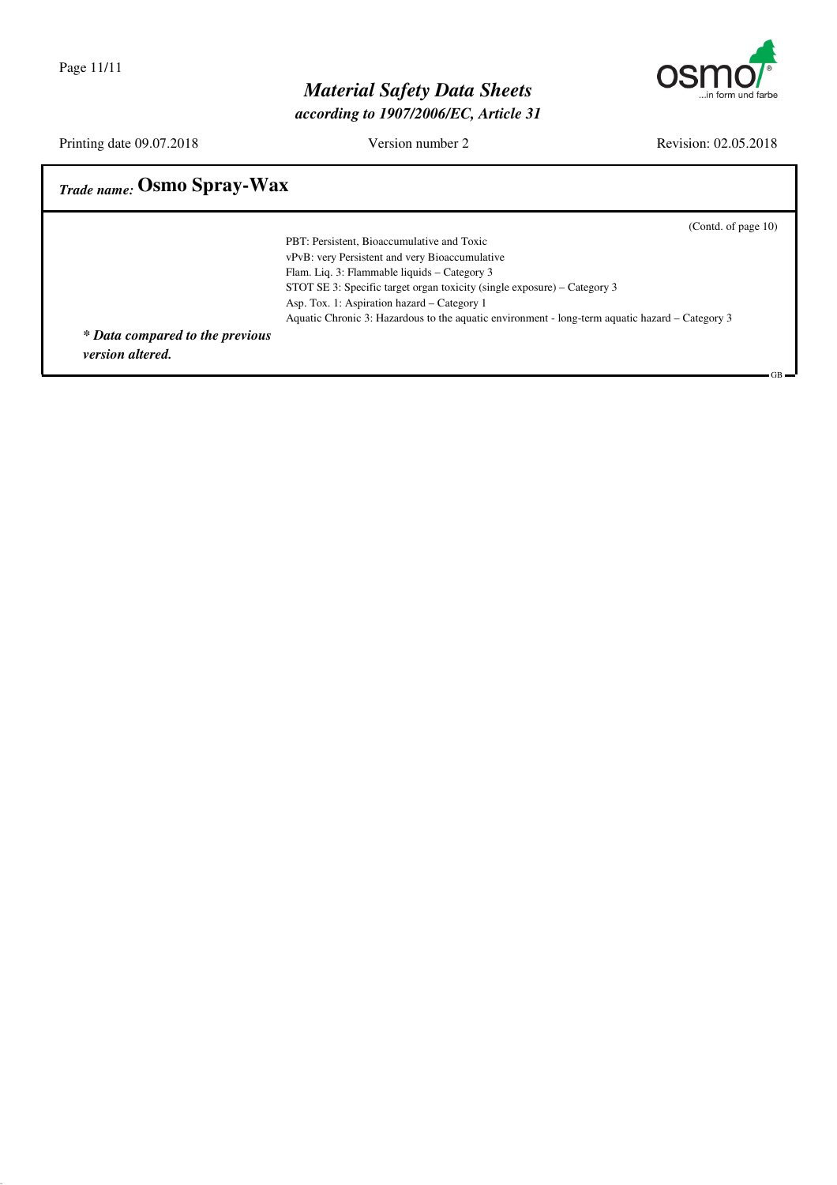## Trade name: Osmo Spray-Wax

(Contd. of page 10)

PBT: Persistent, Bioaccumulative and Toxic
vPvB: very Persistent and very Bioaccumulative
Flam. Liq. 3: Flammable liquids – Category 3
STOT SE 3: Specific target organ toxicity (single exposure) – Category 3
Asp. Tox. 1: Aspiration hazard – Category 1
Aquatic Chronic 3: Hazardous to the aquatic environment - long-term aquatic hazard – Category 3

***\* Data compared to the previous version altered.***